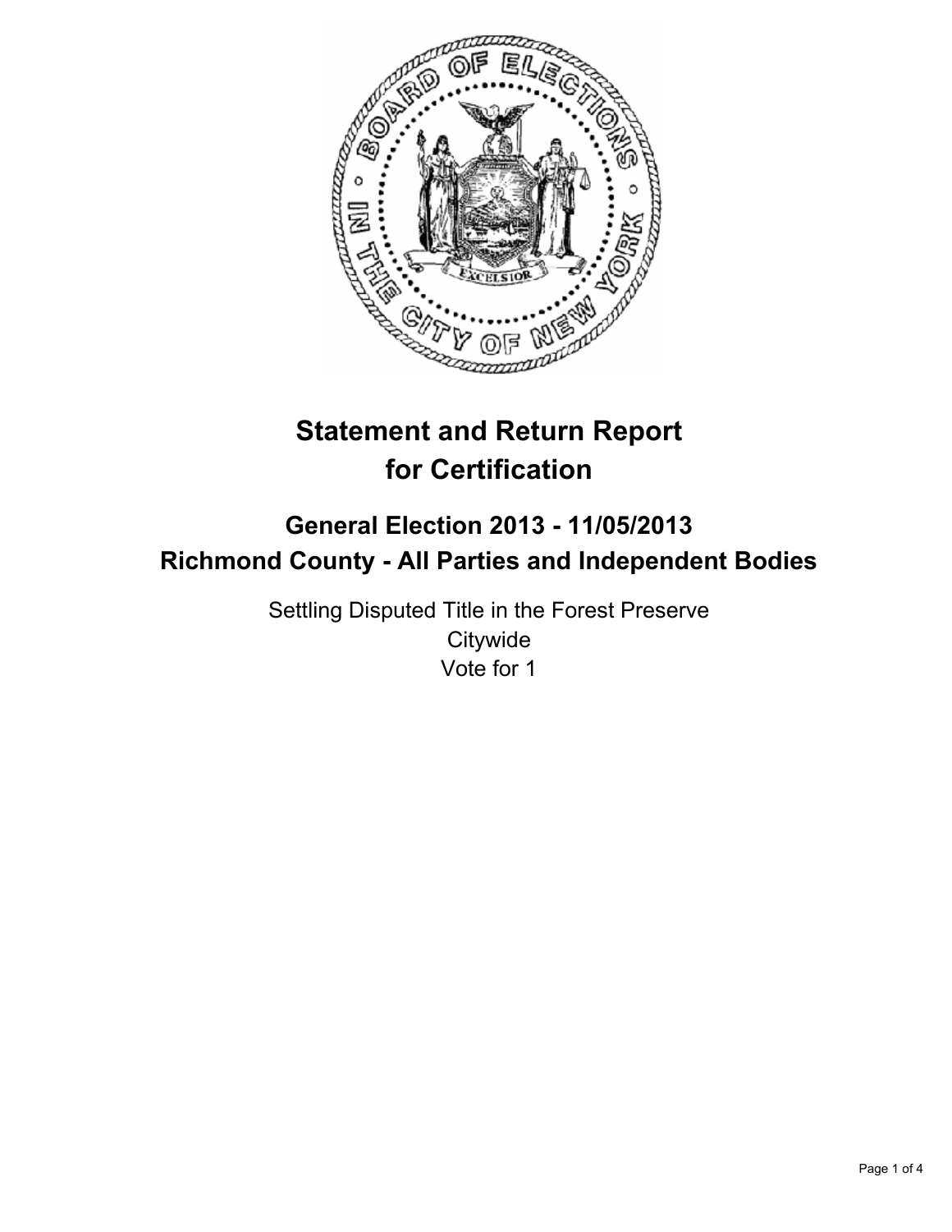# Statement and Return Report for Certification

## General Election 2013 - 11/05/2013
## Richmond County - All Parties and Independent Bodies

Settling Disputed Title in the Forest Preserve
Citywide
Vote for 1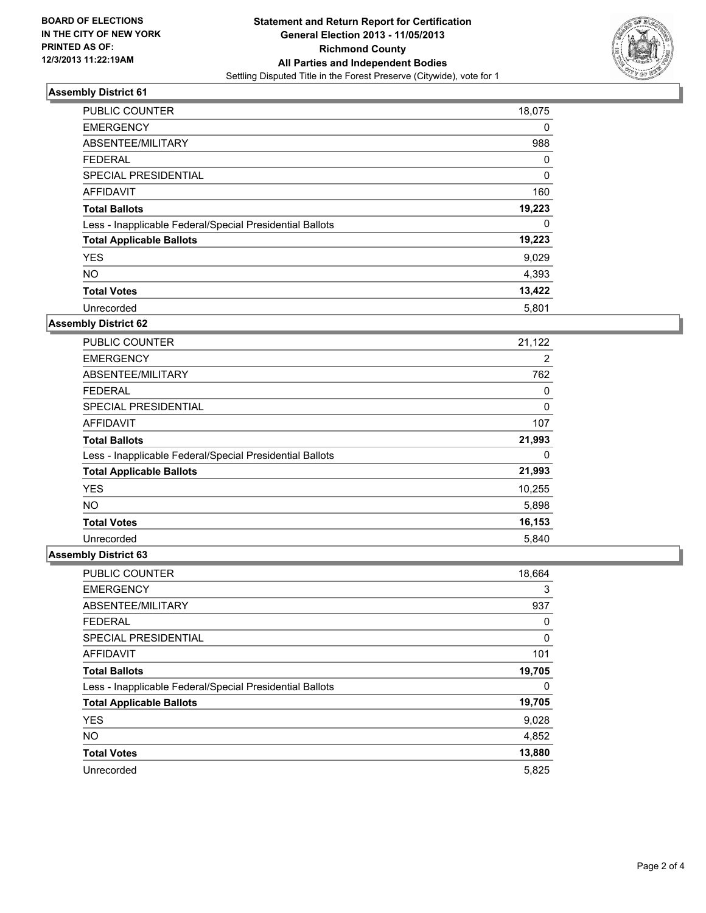**BOARD OF ELECTIONS IN THE CITY OF NEW YORK PRINTED AS OF: 12/3/2013 11:22:19AM**

# Statement and Return Report for Certification
## General Election 2013 - 11/05/2013
## Richmond County
## All Parties and Independent Bodies
Settling Disputed Title in the Forest Preserve (Citywide), vote for 1

### Assembly District 61

| | |
|---|---|
| PUBLIC COUNTER | 18,075 |
| EMERGENCY | 0 |
| ABSENTEE/MILITARY | 988 |
| FEDERAL | 0 |
| SPECIAL PRESIDENTIAL | 0 |
| AFFIDAVIT | 160 |
| **Total Ballots** | **19,223** |
| Less - Inapplicable Federal/Special Presidential Ballots | 0 |
| **Total Applicable Ballots** | **19,223** |
| YES | 9,029 |
| NO | 4,393 |
| **Total Votes** | **13,422** |
| Unrecorded | 5,801 |

### Assembly District 62

| | |
|---|---|
| PUBLIC COUNTER | 21,122 |
| EMERGENCY | 2 |
| ABSENTEE/MILITARY | 762 |
| FEDERAL | 0 |
| SPECIAL PRESIDENTIAL | 0 |
| AFFIDAVIT | 107 |
| **Total Ballots** | **21,993** |
| Less - Inapplicable Federal/Special Presidential Ballots | 0 |
| **Total Applicable Ballots** | **21,993** |
| YES | 10,255 |
| NO | 5,898 |
| **Total Votes** | **16,153** |
| Unrecorded | 5,840 |

### Assembly District 63

| | |
|---|---|
| PUBLIC COUNTER | 18,664 |
| EMERGENCY | 3 |
| ABSENTEE/MILITARY | 937 |
| FEDERAL | 0 |
| SPECIAL PRESIDENTIAL | 0 |
| AFFIDAVIT | 101 |
| **Total Ballots** | **19,705** |
| Less - Inapplicable Federal/Special Presidential Ballots | 0 |
| **Total Applicable Ballots** | **19,705** |
| YES | 9,028 |
| NO | 4,852 |
| **Total Votes** | **13,880** |
| Unrecorded | 5,825 |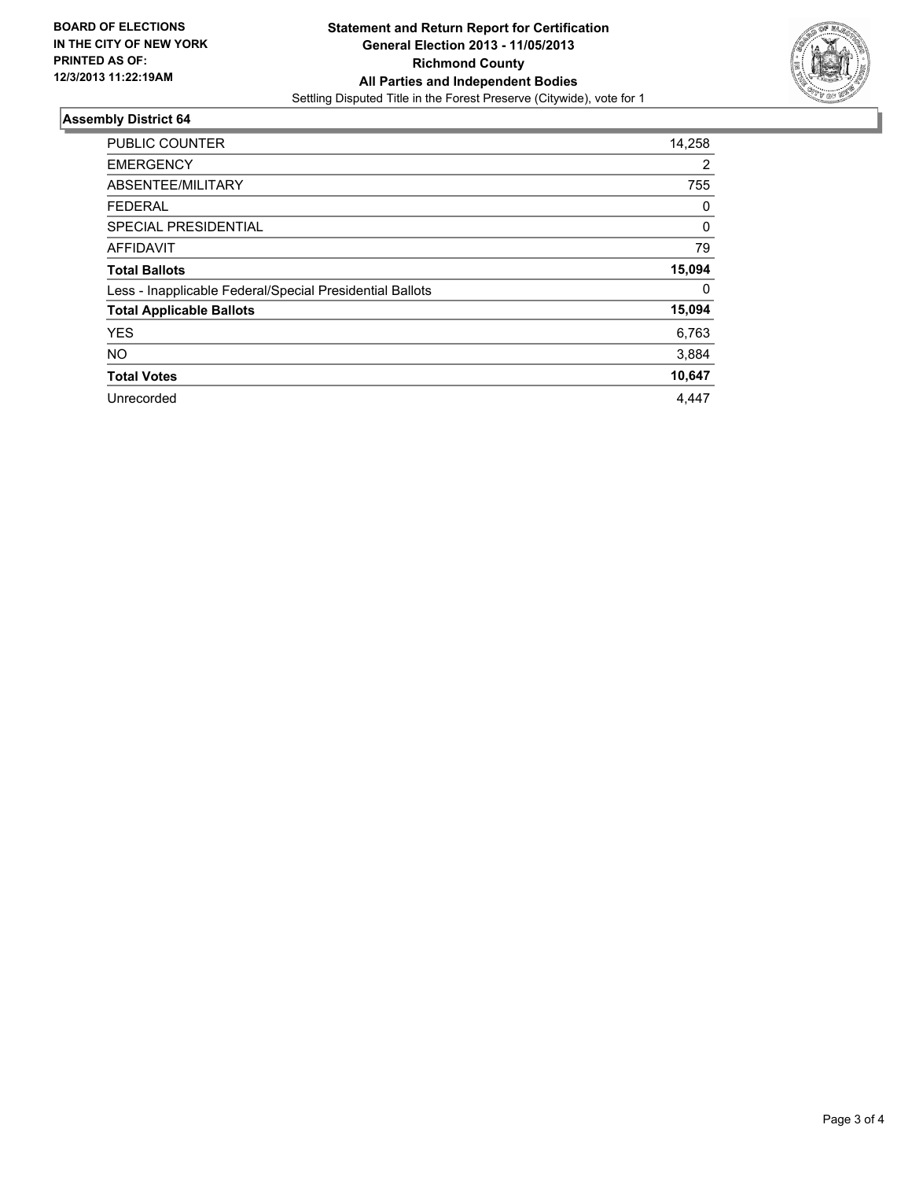**BOARD OF ELECTIONS IN THE CITY OF NEW YORK PRINTED AS OF: 12/3/2013 11:22:19AM**

**Statement and Return Report for Certification**
**General Election 2013 - 11/05/2013**
**Richmond County**
**All Parties and Independent Bodies**
Settling Disputed Title in the Forest Preserve (Citywide), vote for 1

## Assembly District 64

| | |
|---|---|
| PUBLIC COUNTER | 14,258 |
| EMERGENCY | 2 |
| ABSENTEE/MILITARY | 755 |
| FEDERAL | 0 |
| SPECIAL PRESIDENTIAL | 0 |
| AFFIDAVIT | 79 |
| **Total Ballots** | **15,094** |
| Less - Inapplicable Federal/Special Presidential Ballots | 0 |
| **Total Applicable Ballots** | **15,094** |
| YES | 6,763 |
| NO | 3,884 |
| **Total Votes** | **10,647** |
| Unrecorded | 4,447 |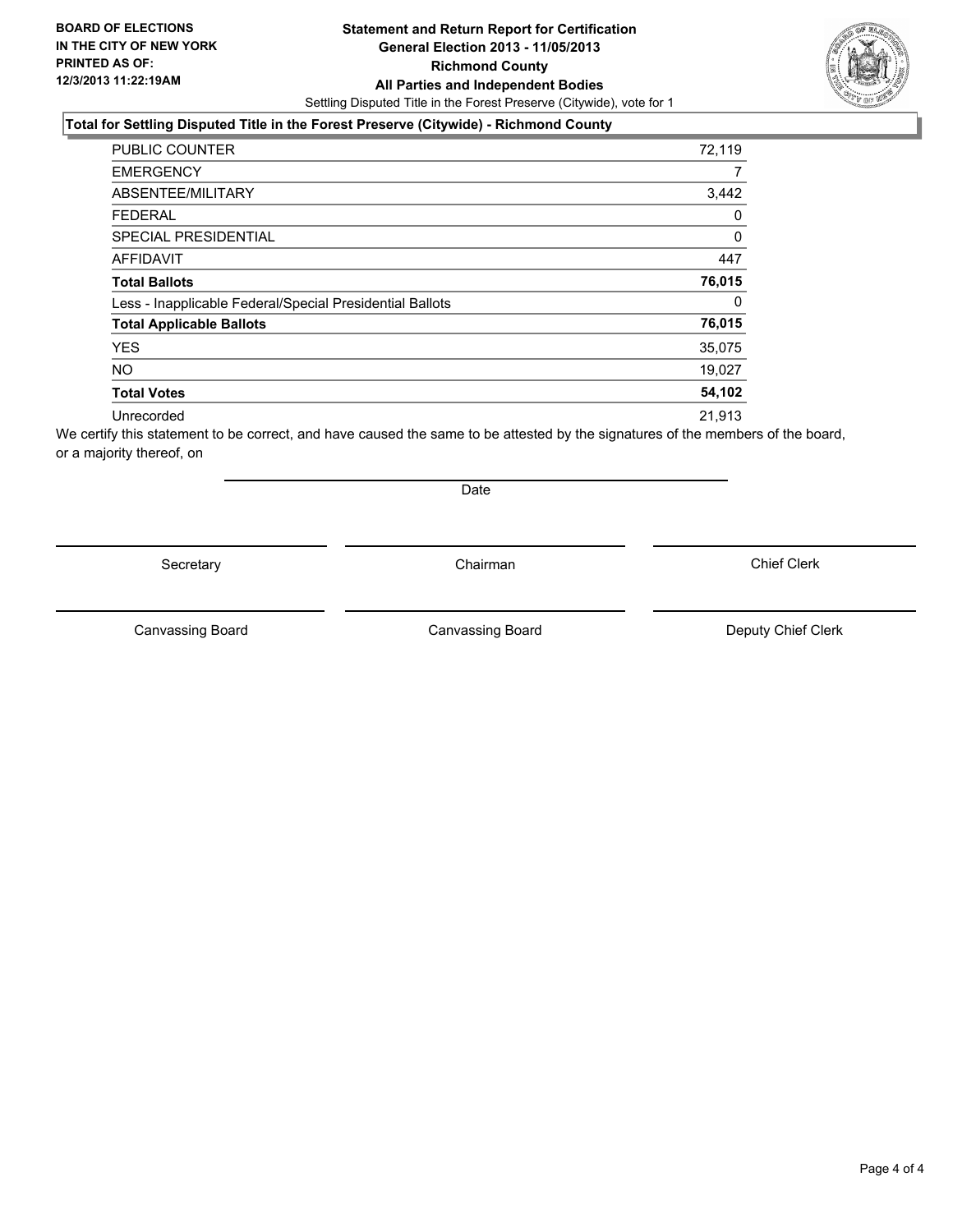**BOARD OF ELECTIONS IN THE CITY OF NEW YORK PRINTED AS OF: 12/3/2013 11:22:19AM**

**Statement and Return Report for Certification General Election 2013 - 11/05/2013 Richmond County All Parties and Independent Bodies**

Settling Disputed Title in the Forest Preserve (Citywide), vote for 1

### Total for Settling Disputed Title in the Forest Preserve (Citywide) - Richmond County

| | |
|---|---|
| PUBLIC COUNTER | 72,119 |
| EMERGENCY | 7 |
| ABSENTEE/MILITARY | 3,442 |
| FEDERAL | 0 |
| SPECIAL PRESIDENTIAL | 0 |
| AFFIDAVIT | 447 |
| **Total Ballots** | **76,015** |
| Less - Inapplicable Federal/Special Presidential Ballots | 0 |
| **Total Applicable Ballots** | **76,015** |
| YES | 35,075 |
| NO | 19,027 |
| **Total Votes** | **54,102** |
| Unrecorded | 21,913 |

We certify this statement to be correct, and have caused the same to be attested by the signatures of the members of the board, or a majority thereof, on

Date

Secretary

Chairman

Chief Clerk

Canvassing Board

Canvassing Board

Deputy Chief Clerk